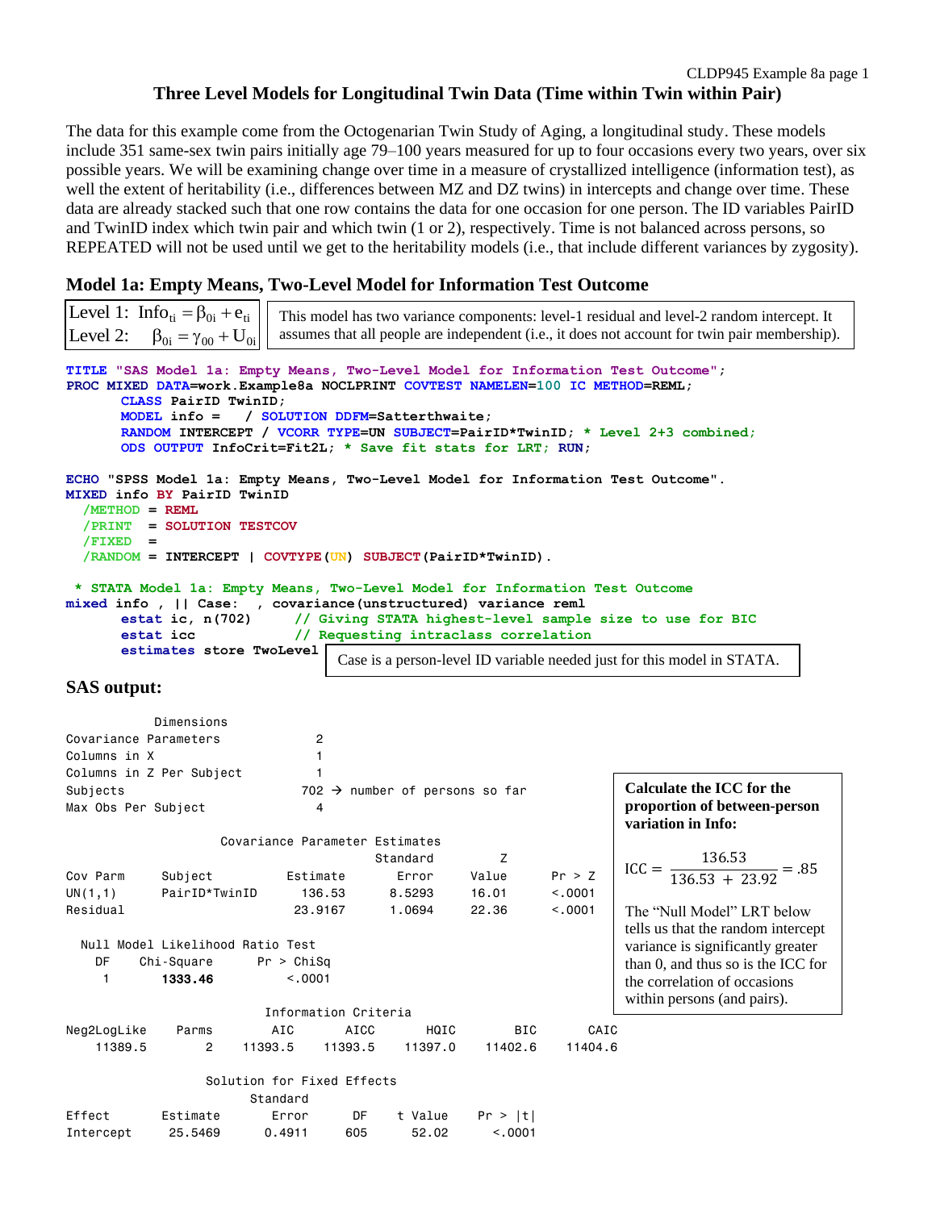# Three Level Models for Longitudinal Twin Data (Time within Twin within Pair)

The data for this example come from the Octogenarian Twin Study of Aging, a longitudinal study. These models include 351 same-sex twin pairs initially age 79–100 years measured for up to four occasions every two years, over six possible years. We will be examining change over time in a measure of crystallized intelligence (information test), as well the extent of heritability (i.e., differences between MZ and DZ twins) in intercepts and change over time. These data are already stacked such that one row contains the data for one occasion for one person. The ID variables PairID and TwinID index which twin pair and which twin (1 or 2), respectively. Time is not balanced across persons, so REPEATED will not be used until we get to the heritability models (i.e., that include different variances by zygosity).

## Model 1a: Empty Means, Two-Level Model for Information Test Outcome

Level 1: $\text{Info}_{ti} = \beta_{0i} + e_{ti}$

Level 2: $\beta_{0i} = \gamma_{00} + U_{0i}$

This model has two variance components: level-1 residual and level-2 random intercept. It assumes that all people are independent (i.e., it does not account for twin pair membership).

```
TITLE "SAS Model 1a: Empty Means, Two-Level Model for Information Test Outcome";
PROC MIXED DATA=work.Example8a NOCLPRINT COVTEST NAMELEN=100 IC METHOD=REML;
      CLASS PairID TwinID;
      MODEL info =   / SOLUTION DDFM=Satterthwaite;
      RANDOM INTERCEPT / VCORR TYPE=UN SUBJECT=PairID*TwinID; * Level 2+3 combined;
      ODS OUTPUT InfoCrit=Fit2L; * Save fit stats for LRT; RUN;

ECHO "SPSS Model 1a: Empty Means, Two-Level Model for Information Test Outcome".
MIXED info BY PairID TwinID
   /METHOD = REML
   /PRINT  = SOLUTION TESTCOV
   /FIXED  =
   /RANDOM = INTERCEPT | COVTYPE(UN) SUBJECT(PairID*TwinID).

 * STATA Model 1a: Empty Means, Two-Level Model for Information Test Outcome
mixed info , || Case:  , covariance(unstructured) variance reml
      estat ic, n(702)     // Giving STATA highest-level sample size to use for BIC
      estat icc            // Requesting intraclass correlation
      estimates store TwoLevel
```

Case is a person-level ID variable needed just for this model in STATA.

**SAS output:**

```
            Dimensions
Covariance Parameters            2
Columns in X                     1
Columns in Z Per Subject         1
Subjects                       702 → number of persons so far
Max Obs Per Subject              4

                  Covariance Parameter Estimates
                                      Standard        Z
Cov Parm     Subject        Estimate     Error     Value     Pr > Z
UN(1,1)      PairID*TwinID    136.53    8.5293     16.01     <.0001
Residual                     23.9167    1.0694     22.36     <.0001

  Null Model Likelihood Ratio Test
    DF    Chi-Square      Pr > ChiSq
     1       1333.46          <.0001

                         Information Criteria
Neg2LogLike    Parms      AIC      AICC      HQIC       BIC      CAIC
    11389.5        2   11393.5   11393.5   11397.0   11402.6   11404.6

                  Solution for Fixed Effects
                         Standard
Effect       Estimate       Error      DF    t Value    Pr > |t|
Intercept     25.5469      0.4911     605      52.02      <.0001
```

**Calculate the ICC for the proportion of between-person variation in Info:**

$$\text{ICC} = \frac{136.53}{136.53 + 23.92} = .85$$

The "Null Model" LRT below tells us that the random intercept variance is significantly greater than 0, and thus so is the ICC for the correlation of occasions within persons (and pairs).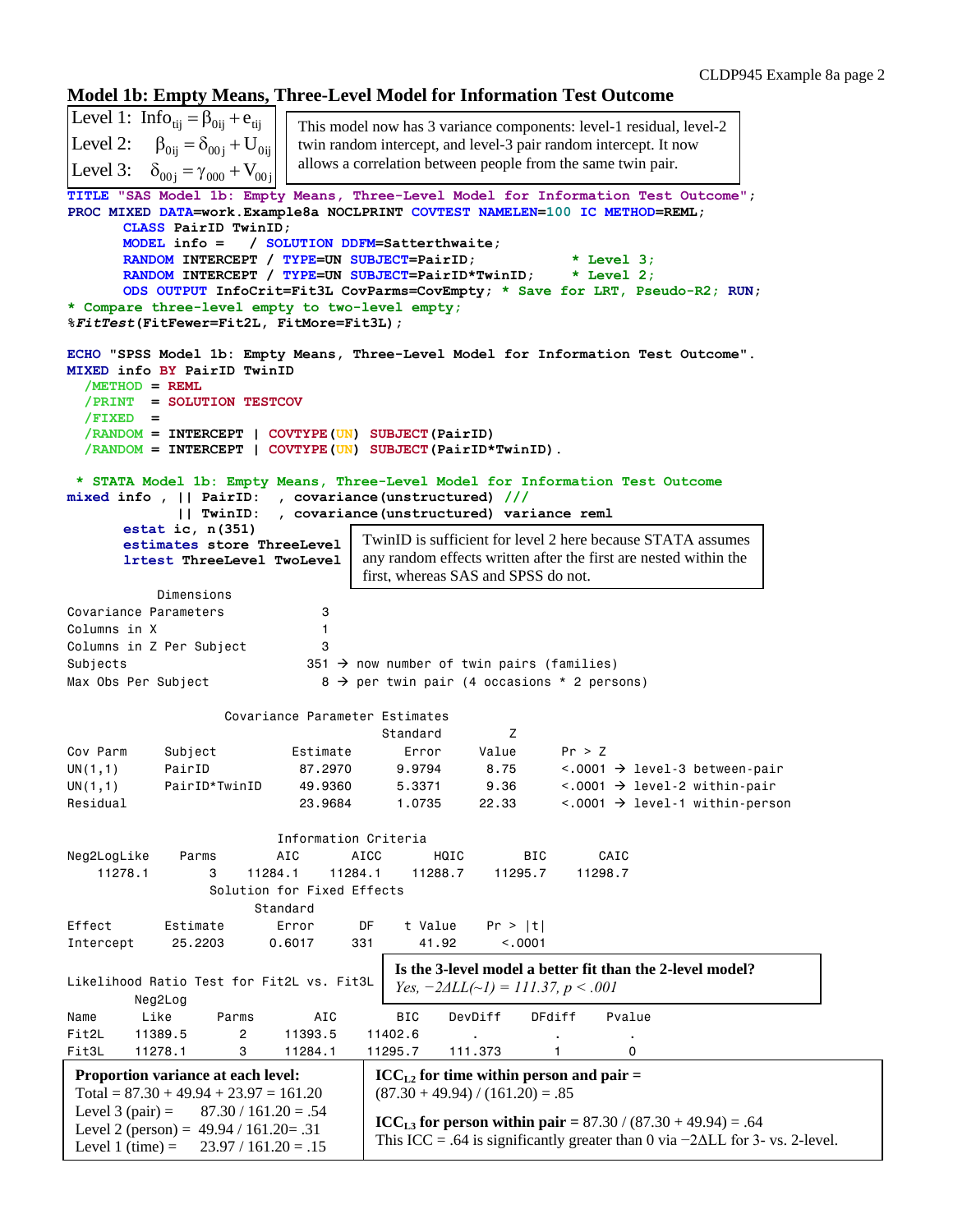## Model 1b: Empty Means, Three-Level Model for Information Test Outcome

Level 1: $\text{Info}_{tij} = \beta_{0ij} + e_{tij}$

Level 2: $\beta_{0ij} = \delta_{00j} + U_{0ij}$

Level 3: $\delta_{00j} = \gamma_{000} + V_{00j}$

This model now has 3 variance components: level-1 residual, level-2 twin random intercept, and level-3 pair random intercept. It now allows a correlation between people from the same twin pair.

```
TITLE "SAS Model 1b: Empty Means, Three-Level Model for Information Test Outcome";
PROC MIXED DATA=work.Example8a NOCLPRINT COVTEST NAMELEN=100 IC METHOD=REML;
      CLASS PairID TwinID;
      MODEL info =   / SOLUTION DDFM=Satterthwaite;
      RANDOM INTERCEPT / TYPE=UN SUBJECT=PairID;            * Level 3;
      RANDOM INTERCEPT / TYPE=UN SUBJECT=PairID*TwinID;     * Level 2;
      ODS OUTPUT InfoCrit=Fit3L CovParms=CovEmpty; * Save for LRT, Pseudo-R2; RUN;
* Compare three-level empty to two-level empty;
%FitTest(FitFewer=Fit2L, FitMore=Fit3L);

ECHO "SPSS Model 1b: Empty Means, Three-Level Model for Information Test Outcome".
MIXED info BY PairID TwinID
  /METHOD  = REML
  /PRINT   = SOLUTION TESTCOV
  /FIXED   =
  /RANDOM  = INTERCEPT | COVTYPE(UN) SUBJECT(PairID)
  /RANDOM  = INTERCEPT | COVTYPE(UN) SUBJECT(PairID*TwinID).

 * STATA Model 1b: Empty Means, Three-Level Model for Information Test Outcome
mixed info , || PairID:  , covariance(unstructured) ///
             || TwinID:  , covariance(unstructured) variance reml
      estat ic, n(351)
      estimates store ThreeLevel
      lrtest ThreeLevel TwoLevel
```

TwinID is sufficient for level 2 here because STATA assumes any random effects written after the first are nested within the first, whereas SAS and SPSS do not.

```
           Dimensions
Covariance Parameters              3
Columns in X                       1
Columns in Z Per Subject           3
Subjects                         351 → now number of twin pairs (families)
Max Obs Per Subject                8 → per twin pair (4 occasions * 2 persons)

                     Covariance Parameter Estimates
                                          Standard         Z
Cov Parm     Subject          Estimate       Error     Value      Pr > Z
UN(1,1)      PairID            87.2970      9.9794      8.75      <.0001 → level-3 between-pair
UN(1,1)      PairID*TwinID     49.9360      5.3371      9.36      <.0001 → level-2 within-pair
Residual                       23.9684      1.0735     22.33      <.0001 → level-1 within-person

                          Information Criteria
Neg2LogLike    Parms       AIC       AICC       HQIC        BIC       CAIC
    11278.1        3    11284.1    11284.1    11288.7    11295.7    11298.7
                 Solution for Fixed Effects
                         Standard
Effect       Estimate       Error      DF    t Value    Pr > |t|
Intercept     25.2203      0.6017     331      41.92      <.0001

Likelihood Ratio Test for Fit2L vs. Fit3L
         Neg2Log
Name       Like      Parms       AIC       BIC     DevDiff     DFdiff     Pvalue
Fit2L    11389.5       2     11393.5   11402.6        .           .          .
Fit3L    11278.1       3     11284.1   11295.7     111.373        1          0
```

**Is the 3-level model a better fit than the 2-level model?**
*Yes, $-2\Delta LL(\sim1) = 111.37$, $p < .001$*

**Proportion variance at each level:**
Total = 87.30 + 49.94 + 23.97 = 161.20
Level 3 (pair) = 87.30 / 161.20 = .54
Level 2 (person) = 49.94 / 161.20 = .31
Level 1 (time) = 23.97 / 161.20 = .15

**$ICC_{L2}$ for time within person and pair =**
(87.30 + 49.94) / (161.20) = .85

**$ICC_{L3}$ for person within pair** = 87.30 / (87.30 + 49.94) = .64
This ICC = .64 is significantly greater than 0 via $-2\Delta LL$ for 3- vs. 2-level.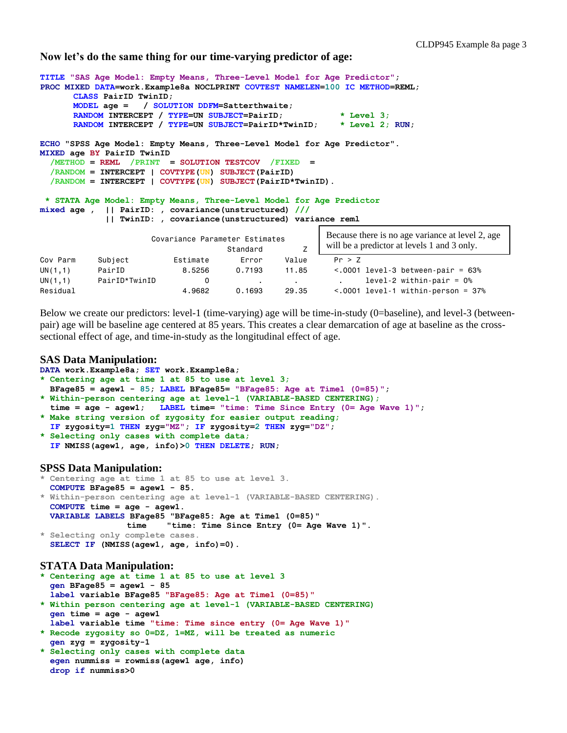**Now let's do the same thing for our time-varying predictor of age:**

```
TITLE "SAS Age Model: Empty Means, Three-Level Model for Age Predictor";
PROC MIXED DATA=work.Example8a NOCLPRINT COVTEST NAMELEN=100 IC METHOD=REML;
      CLASS PairID TwinID;
      MODEL age =   / SOLUTION DDFM=Satterthwaite;
      RANDOM INTERCEPT / TYPE=UN SUBJECT=PairID;            * Level 3;
      RANDOM INTERCEPT / TYPE=UN SUBJECT=PairID*TwinID;     * Level 2; RUN;

ECHO "SPSS Age Model: Empty Means, Three-Level Model for Age Predictor".
MIXED age BY PairID TwinID
  /METHOD = REML  /PRINT  = SOLUTION TESTCOV  /FIXED  =
  /RANDOM = INTERCEPT | COVTYPE(UN) SUBJECT(PairID)
  /RANDOM = INTERCEPT | COVTYPE(UN) SUBJECT(PairID*TwinID).

 * STATA Age Model: Empty Means, Three-Level Model for Age Predictor
mixed age ,  || PairID: , covariance(unstructured) ///
             || TwinID: , covariance(unstructured) variance reml
```

Because there is no age variance at level 2, age will be a predictor at levels 1 and 3 only.

```
                    Covariance Parameter Estimates
                                          Standard         Z
Cov Parm      Subject            Estimate      Error     Value      Pr > Z
UN(1,1)       PairID               8.5256     0.7193     11.85      <.0001 level-3 between-pair = 63%
UN(1,1)       PairID*TwinID             0          .         .       .     level-2 within-pair = 0%
Residual                           4.9682     0.1693     29.35      <.0001 level-1 within-person = 37%
```

Below we create our predictors: level-1 (time-varying) age will be time-in-study (0=baseline), and level-3 (between-pair) age will be baseline age centered at 85 years. This creates a clear demarcation of age at baseline as the cross-sectional effect of age, and time-in-study as the longitudinal effect of age.

## SAS Data Manipulation:

```
DATA work.Example8a; SET work.Example8a;
* Centering age at time 1 at 85 to use at level 3;
  BFage85 = agew1 - 85; LABEL BFage85= "BFage85: Age at Time1 (0=85)";
* Within-person centering age at level-1 (VARIABLE-BASED CENTERING);
  time = age - agew1;   LABEL time= "time: Time Since Entry (0= Age Wave 1)";
* Make string version of zygosity for easier output reading;
  IF zygosity=1 THEN zyg="MZ"; IF zygosity=2 THEN zyg="DZ";
* Selecting only cases with complete data;
  IF NMISS(agew1, age, info)>0 THEN DELETE; RUN;
```

## SPSS Data Manipulation:

```
* Centering age at time 1 at 85 to use at level 3.
  COMPUTE BFage85 = agew1 - 85.
* Within-person centering age at level-1 (VARIABLE-BASED CENTERING).
  COMPUTE time = age - agew1.
  VARIABLE LABELS BFage85 "BFage85: Age at Time1 (0=85)"
                  time    "time: Time Since Entry (0= Age Wave 1)".
* Selecting only complete cases.
  SELECT IF (NMISS(agew1, age, info)=0).
```

## STATA Data Manipulation:

```
* Centering age at time 1 at 85 to use at level 3
  gen BFage85 = agew1 - 85
  label variable BFage85 "BFage85: Age at Time1 (0=85)"
* Within person centering age at level-1 (VARIABLE-BASED CENTERING)
  gen time = age - agew1
  label variable time "time: Time since entry (0= Age Wave 1)"
* Recode zygosity so 0=DZ, 1=MZ, will be treated as numeric
  gen zyg = zygosity-1
* Selecting only cases with complete data
  egen nummiss = rowmiss(agew1 age, info)
  drop if nummiss>0
```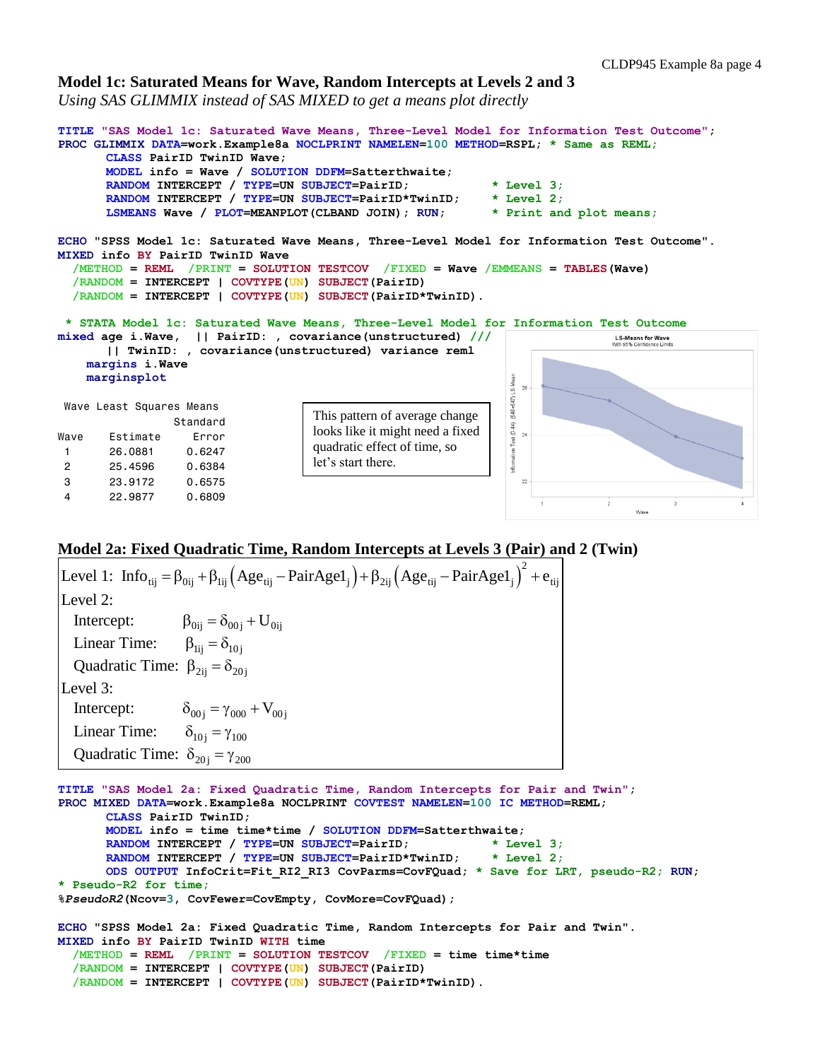## Model 1c: Saturated Means for Wave, Random Intercepts at Levels 2 and 3

*Using SAS GLIMMIX instead of SAS MIXED to get a means plot directly*

```
TITLE "SAS Model 1c: Saturated Wave Means, Three-Level Model for Information Test Outcome";
PROC GLIMMIX DATA=work.Example8a NOCLPRINT NAMELEN=100 METHOD=RSPL; * Same as REML;
       CLASS PairID TwinID Wave;
       MODEL info = Wave / SOLUTION DDFM=Satterthwaite;
       RANDOM INTERCEPT / TYPE=UN SUBJECT=PairID;             * Level 3;
       RANDOM INTERCEPT / TYPE=UN SUBJECT=PairID*TwinID;      * Level 2;
       LSMEANS Wave / PLOT=MEANPLOT(CLBAND JOIN); RUN;        * Print and plot means;

ECHO "SPSS Model 1c: Saturated Wave Means, Three-Level Model for Information Test Outcome".
MIXED info BY PairID TwinID Wave
   /METHOD = REML  /PRINT = SOLUTION TESTCOV  /FIXED = Wave /EMMEANS = TABLES(Wave)
   /RANDOM = INTERCEPT | COVTYPE(UN) SUBJECT(PairID)
   /RANDOM = INTERCEPT | COVTYPE(UN) SUBJECT(PairID*TwinID).

 * STATA Model 1c: Saturated Wave Means, Three-Level Model for Information Test Outcome
mixed age i.Wave,  || PairID: , covariance(unstructured) ///
       || TwinID: , covariance(unstructured) variance reml
    margins i.Wave
    marginsplot
```

Wave Least Squares Means

| Wave | Estimate | Standard Error |
|---|---|---|
| 1 | 26.0881 | 0.6247 |
| 2 | 25.4596 | 0.6384 |
| 3 | 23.9172 | 0.6575 |
| 4 | 22.9877 | 0.6809 |

This pattern of average change looks like it might need a fixed quadratic effect of time, so let's start there.

LS-Means for Wave
With 95% Confidence Limits
Information Test (0-44) (S46+S47) LS-Mean
26
24
22
1 2 3 4
Wave

## Model 2a: Fixed Quadratic Time, Random Intercepts at Levels 3 (Pair) and 2 (Twin)

Level 1: $\text{Info}_{tij} = \beta_{0ij} + \beta_{1ij}\left(\text{Age}_{tij} - \text{PairAge1}_{j}\right) + \beta_{2ij}\left(\text{Age}_{tij} - \text{PairAge1}_{j}\right)^2 + e_{tij}$

Level 2:

- Intercept: $\beta_{0ij} = \delta_{00j} + U_{0ij}$
- Linear Time: $\beta_{1ij} = \delta_{10j}$
- Quadratic Time: $\beta_{2ij} = \delta_{20j}$

Level 3:

- Intercept: $\delta_{00j} = \gamma_{000} + V_{00j}$
- Linear Time: $\delta_{10j} = \gamma_{100}$
- Quadratic Time: $\delta_{20j} = \gamma_{200}$

```
TITLE "SAS Model 2a: Fixed Quadratic Time, Random Intercepts for Pair and Twin";
PROC MIXED DATA=work.Example8a NOCLPRINT COVTEST NAMELEN=100 IC METHOD=REML;
       CLASS PairID TwinID;
       MODEL info = time time*time / SOLUTION DDFM=Satterthwaite;
       RANDOM INTERCEPT / TYPE=UN SUBJECT=PairID;              * Level 3;
       RANDOM INTERCEPT / TYPE=UN SUBJECT=PairID*TwinID;       * Level 2;
       ODS OUTPUT InfoCrit=Fit_RI2_RI3 CovParms=CovFQuad; * Save for LRT, pseudo-R2; RUN;
* Pseudo-R2 for time;
%PseudoR2(Ncov=3, CovFewer=CovEmpty, CovMore=CovFQuad);

ECHO "SPSS Model 2a: Fixed Quadratic Time, Random Intercepts for Pair and Twin".
MIXED info BY PairID TwinID WITH time
   /METHOD = REML  /PRINT = SOLUTION TESTCOV  /FIXED = time time*time
   /RANDOM = INTERCEPT | COVTYPE(UN) SUBJECT(PairID)
   /RANDOM = INTERCEPT | COVTYPE(UN) SUBJECT(PairID*TwinID).
```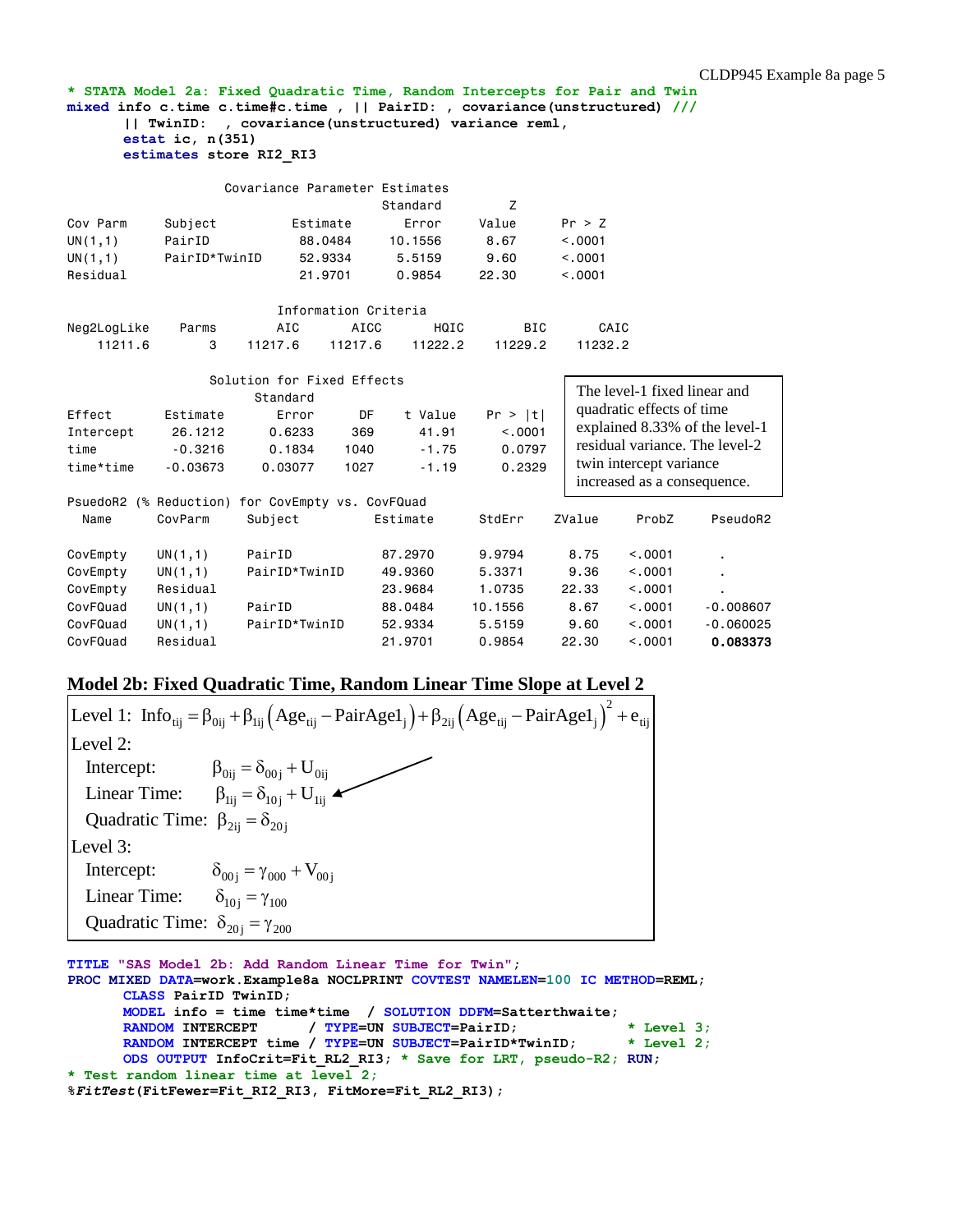```
* STATA Model 2a: Fixed Quadratic Time, Random Intercepts for Pair and Twin
mixed info c.time c.time#c.time , || PairID: , covariance(unstructured) ///
      || TwinID:  , covariance(unstructured) variance reml,
      estat ic, n(351)
      estimates store RI2_RI3
```

Covariance Parameter Estimates

| Cov Parm | Subject | Estimate | Standard Error | Z Value | Pr > Z |
|---|---|---|---|---|---|
| UN(1,1) | PairID | 88.0484 | 10.1556 | 8.67 | <.0001 |
| UN(1,1) | PairID*TwinID | 52.9334 | 5.5159 | 9.60 | <.0001 |
| Residual | | 21.9701 | 0.9854 | 22.30 | <.0001 |

Information Criteria

| Neg2LogLike | Parms | AIC | AICC | HQIC | BIC | CAIC |
|---|---|---|---|---|---|---|
| 11211.6 | 3 | 11217.6 | 11217.6 | 11222.2 | 11229.2 | 11232.2 |

Solution for Fixed Effects

| Effect | Estimate | Standard Error | DF | t Value | Pr > \|t\| |
|---|---|---|---|---|---|
| Intercept | 26.1212 | 0.6233 | 369 | 41.91 | <.0001 |
| time | -0.3216 | 0.1834 | 1040 | -1.75 | 0.0797 |
| time*time | -0.03673 | 0.03077 | 1027 | -1.19 | 0.2329 |

The level-1 fixed linear and quadratic effects of time explained 8.33% of the level-1 residual variance. The level-2 twin intercept variance increased as a consequence.

PsuedoR2 (% Reduction) for CovEmpty vs. CovFQuad

| Name | CovParm | Subject | Estimate | StdErr | ZValue | ProbZ | PseudoR2 |
|---|---|---|---|---|---|---|---|
| CovEmpty | UN(1,1) | PairID | 87.2970 | 9.9794 | 8.75 | <.0001 | . |
| CovEmpty | UN(1,1) | PairID*TwinID | 49.9360 | 5.3371 | 9.36 | <.0001 | . |
| CovEmpty | Residual | | 23.9684 | 1.0735 | 22.33 | <.0001 | . |
| CovFQuad | UN(1,1) | PairID | 88.0484 | 10.1556 | 8.67 | <.0001 | -0.008607 |
| CovFQuad | UN(1,1) | PairID*TwinID | 52.9334 | 5.5159 | 9.60 | <.0001 | -0.060025 |
| CovFQuad | Residual | | 21.9701 | 0.9854 | 22.30 | <.0001 | **0.083373** |

## Model 2b: Fixed Quadratic Time, Random Linear Time Slope at Level 2

Level 1: $\text{Info}_{tij} = \beta_{0ij} + \beta_{1ij}\left(\text{Age}_{tij} - \text{PairAge1}_j\right) + \beta_{2ij}\left(\text{Age}_{tij} - \text{PairAge1}_j\right)^2 + e_{tij}$

Level 2:

- Intercept: $\beta_{0ij} = \delta_{00j} + U_{0ij}$
- Linear Time: $\beta_{1ij} = \delta_{10j} + U_{1ij}$
- Quadratic Time: $\beta_{2ij} = \delta_{20j}$

Level 3:

- Intercept: $\delta_{00j} = \gamma_{000} + V_{00j}$
- Linear Time: $\delta_{10j} = \gamma_{100}$
- Quadratic Time: $\delta_{20j} = \gamma_{200}$

```
TITLE "SAS Model 2b: Add Random Linear Time for Twin";
PROC MIXED DATA=work.Example8a NOCLPRINT COVTEST NAMELEN=100 IC METHOD=REML;
      CLASS PairID TwinID;
      MODEL info = time time*time  / SOLUTION DDFM=Satterthwaite;
      RANDOM INTERCEPT      / TYPE=UN SUBJECT=PairID;              * Level 3;
      RANDOM INTERCEPT time / TYPE=UN SUBJECT=PairID*TwinID;       * Level 2;
      ODS OUTPUT InfoCrit=Fit_RL2_RI3; * Save for LRT, pseudo-R2; RUN;
* Test random linear time at level 2;
%FitTest(FitFewer=Fit_RI2_RI3, FitMore=Fit_RL2_RI3);
```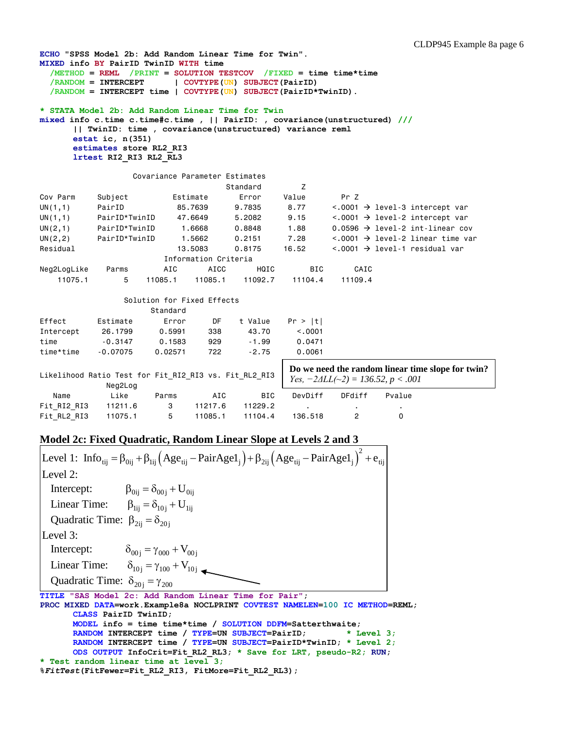```
ECHO "SPSS Model 2b: Add Random Linear Time for Twin".
MIXED info BY PairID TwinID WITH time
   /METHOD = REML  /PRINT = SOLUTION TESTCOV  /FIXED = time time*time
   /RANDOM = INTERCEPT       | COVTYPE(UN) SUBJECT(PairID)
   /RANDOM = INTERCEPT time  | COVTYPE(UN) SUBJECT(PairID*TwinID).

* STATA Model 2b: Add Random Linear Time for Twin
mixed info c.time c.time#c.time , || PairID: , covariance(unstructured) ///
      || TwinID: time , covariance(unstructured) variance reml
      estat ic, n(351)
      estimates store RL2_RI3
      lrtest RI2_RI3 RL2_RL3
```

```
                    Covariance Parameter Estimates
                                          Standard        Z
Cov Parm     Subject          Estimate       Error    Value       Pr Z
UN(1,1)      PairID            85.7639      9.7835     8.77      <.0001 → level-3 intercept var
UN(1,1)      PairID*TwinID     47.6649      5.2082     9.15      <.0001 → level-2 intercept var
UN(2,1)      PairID*TwinID      1.6668      0.8848     1.88      0.0596 → level-2 int-linear cov
UN(2,2)      PairID*TwinID      1.5662      0.2151     7.28      <.0001 → level-2 linear time var
Residual                       13.5083      0.8175    16.52      <.0001 → level-1 residual var
                        Information Criteria
Neg2LogLike    Parms      AIC       AICC       HQIC        BIC       CAIC
    11075.1        5    11085.1    11085.1    11092.7    11104.4    11109.4

                  Solution for Fixed Effects
                          Standard
Effect       Estimate        Error       DF    t Value    Pr > |t|
Intercept     26.1799       0.5991      338      43.70      <.0001
time          -0.3147       0.1583      929      -1.99      0.0471
time*time    -0.07075      0.02571      722      -2.75      0.0061

Likelihood Ratio Test for Fit_RI2_RI3 vs. Fit_RL2_RI3
               Neg2Log
  Name           Like       Parms       AIC         BIC     DevDiff     DFdiff     Pvalue
Fit_RI2_RI3    11211.6        3      11217.6     11229.2        .           .          .
Fit_RL2_RI3    11075.1        5      11085.1     11104.4     136.518        2          0
```

**Do we need the random linear time slope for twin?**
*Yes,* $-2\Delta LL(\sim 2) = 136.52$*,* $p < .001$

## Model 2c: Fixed Quadratic, Random Linear Slope at Levels 2 and 3

Level 1: $\text{Info}_{tij} = \beta_{0ij} + \beta_{1ij}\left(\text{Age}_{tij} - \text{PairAge1}_j\right) + \beta_{2ij}\left(\text{Age}_{tij} - \text{PairAge1}_j\right)^2 + e_{tij}$

Level 2:

- Intercept: $\beta_{0ij} = \delta_{00j} + U_{0ij}$
- Linear Time: $\beta_{1ij} = \delta_{10j} + U_{1ij}$
- Quadratic Time: $\beta_{2ij} = \delta_{20j}$

Level 3:

- Intercept: $\delta_{00j} = \gamma_{000} + V_{00j}$
- Linear Time: $\delta_{10j} = \gamma_{100} + V_{10j}$ ←
- Quadratic Time: $\delta_{20j} = \gamma_{200}$

```
TITLE "SAS Model 2c: Add Random Linear Time for Pair";
PROC MIXED DATA=work.Example8a NOCLPRINT COVTEST NAMELEN=100 IC METHOD=REML;
      CLASS PairID TwinID;
      MODEL info = time time*time / SOLUTION DDFM=Satterthwaite;
      RANDOM INTERCEPT time / TYPE=UN SUBJECT=PairID;         * Level 3;
      RANDOM INTERCEPT time / TYPE=UN SUBJECT=PairID*TwinID; * Level 2;
      ODS OUTPUT InfoCrit=Fit_RL2_RL3; * Save for LRT, pseudo-R2; RUN;
* Test random linear time at level 3;
%FitTest(FitFewer=Fit_RL2_RI3, FitMore=Fit_RL2_RL3);
```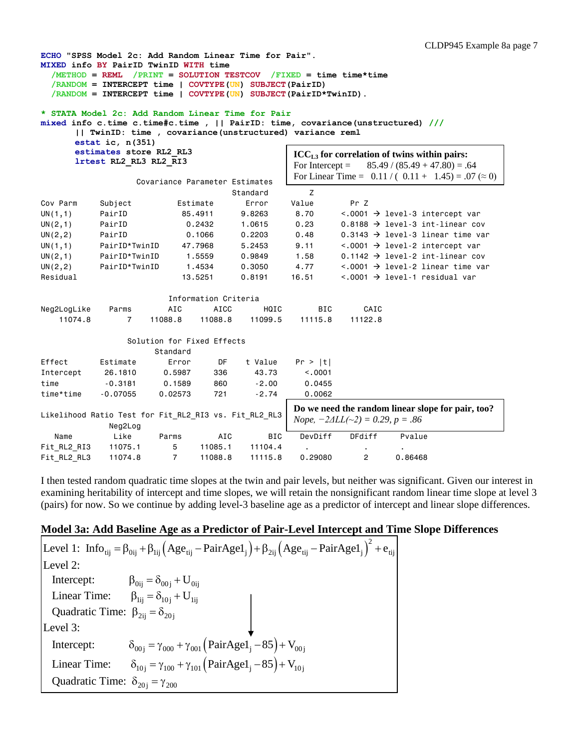```
ECHO "SPSS Model 2c: Add Random Linear Time for Pair".
MIXED info BY PairID TwinID WITH time
  /METHOD = REML  /PRINT = SOLUTION TESTCOV  /FIXED = time time*time
  /RANDOM = INTERCEPT time | COVTYPE(UN) SUBJECT(PairID)
  /RANDOM = INTERCEPT time | COVTYPE(UN) SUBJECT(PairID*TwinID).

* STATA Model 2c: Add Random Linear Time for Pair
mixed info c.time c.time#c.time , || PairID: time, covariance(unstructured) ///
      || TwinID: time , covariance(unstructured) variance reml
      estat ic, n(351)
      estimates store RL2_RL3
      lrtest RL2_RL3 RL2_RI3
```

**ICC$_{L3}$ for correlation of twins within pairs:**
For Intercept = 85.49 / (85.49 + 47.80) = .64
For Linear Time = 0.11 / ( 0.11 + 1.45) = .07 (≈ 0)

```
                    Covariance Parameter Estimates

                                              Standard         Z
Cov Parm     Subject           Estimate        Error       Value        Pr Z
UN(1,1)      PairID             85.4911       9.8263        8.70      <.0001 → level-3 intercept var
UN(2,1)      PairID              0.2432       1.0615        0.23      0.8188 → level-3 int-linear cov
UN(2,2)      PairID              0.1066       0.2203        0.48      0.3143 → level-3 linear time var
UN(1,1)      PairID*TwinID      47.7968       5.2453        9.11      <.0001 → level-2 intercept var
UN(2,1)      PairID*TwinID       1.5559       0.9849        1.58      0.1142 → level-2 int-linear cov
UN(2,2)      PairID*TwinID       1.4534       0.3050        4.77      <.0001 → level-2 linear time var
Residual                        13.5251       0.8191       16.51      <.0001 → level-1 residual var

                      Information Criteria

Neg2LogLike     Parms       AIC       AICC       HQIC        BIC       CAIC
    11074.8         7   11088.8    11088.8    11099.5    11115.8    11122.8

                 Solution for Fixed Effects
                          Standard
Effect        Estimate       Error       DF    t Value     Pr > |t|
Intercept      26.1810      0.5987      336      43.73       <.0001
time           -0.3181      0.1589      860      -2.00       0.0455
time*time     -0.07055     0.02573      721      -2.74       0.0062

Likelihood Ratio Test for Fit_RL2_RI3 vs. Fit_RL2_RL3
                 Neg2Log
   Name            Like       Parms        AIC        BIC     DevDiff     DFdiff      Pvalue
Fit_RL2_RI3     11075.1         5     11085.1    11104.4       .            .            .
Fit_RL2_RL3     11074.8         7     11088.8    11115.8     0.29080        2      0.86468
```

**Do we need the random linear slope for pair, too?**
*Nope, −2ΔLL(~2) = 0.29, p = .86*

I then tested random quadratic time slopes at the twin and pair levels, but neither was significant. Given our interest in examining heritability of intercept and time slopes, we will retain the nonsignificant random linear time slope at level 3 (pairs) for now. So we continue by adding level-3 baseline age as a predictor of intercept and linear slope differences.

### Model 3a: Add Baseline Age as a Predictor of Pair-Level Intercept and Time Slope Differences

Level 1: $\text{Info}_{tij} = \beta_{0ij} + \beta_{1ij}\left(\text{Age}_{tij} - \text{PairAge1}_{j}\right) + \beta_{2ij}\left(\text{Age}_{tij} - \text{PairAge1}_{j}\right)^2 + e_{tij}$

Level 2:

Intercept: $\beta_{0ij} = \delta_{00j} + U_{0ij}$

Linear Time: $\beta_{1ij} = \delta_{10j} + U_{1ij}$

Quadratic Time: $\beta_{2ij} = \delta_{20j}$

Level 3:

Intercept: $\delta_{00j} = \gamma_{000} + \gamma_{001}\left(\text{PairAge1}_{j} - 85\right) + V_{00j}$

Linear Time: $\delta_{10j} = \gamma_{100} + \gamma_{101}\left(\text{PairAge1}_{j} - 85\right) + V_{10j}$

Quadratic Time: $\delta_{20j} = \gamma_{200}$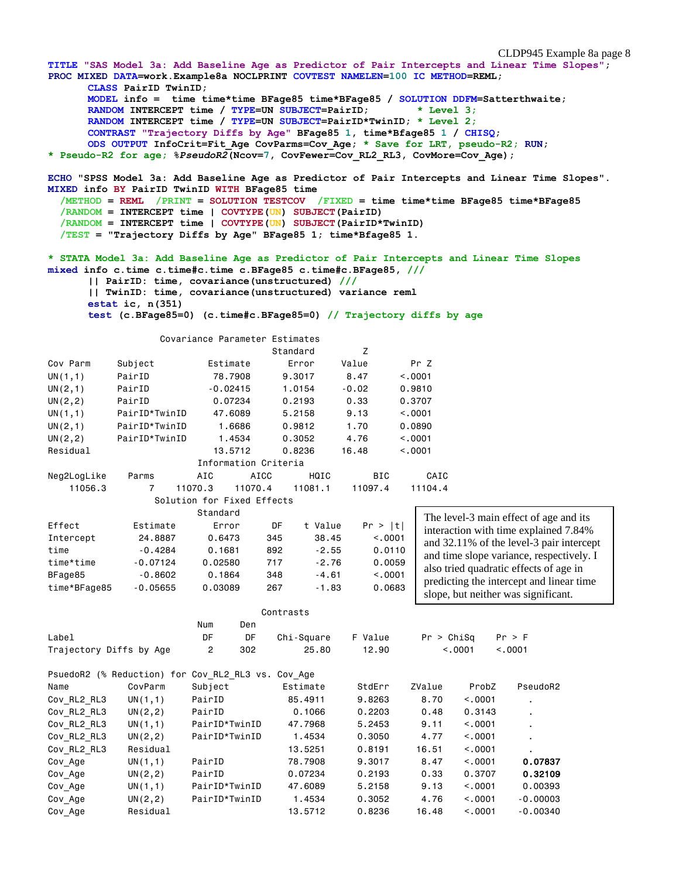```
TITLE "SAS Model 3a: Add Baseline Age as Predictor of Pair Intercepts and Linear Time Slopes";
PROC MIXED DATA=work.Example8a NOCLPRINT COVTEST NAMELEN=100 IC METHOD=REML;
      CLASS PairID TwinID;
      MODEL info =  time time*time BFage85 time*BFage85 / SOLUTION DDFM=Satterthwaite;
      RANDOM INTERCEPT time / TYPE=UN SUBJECT=PairID;        * Level 3;
      RANDOM INTERCEPT time / TYPE=UN SUBJECT=PairID*TwinID; * Level 2;
      CONTRAST "Trajectory Diffs by Age" BFage85 1, time*Bfage85 1 / CHISQ;
      ODS OUTPUT InfoCrit=Fit_Age CovParms=Cov_Age; * Save for LRT, pseudo-R2; RUN;
* Pseudo-R2 for age; %PseudoR2(Ncov=7, CovFewer=Cov_RL2_RL3, CovMore=Cov_Age);

ECHO "SPSS Model 3a: Add Baseline Age as Predictor of Pair Intercepts and Linear Time Slopes".
MIXED info BY PairID TwinID WITH BFage85 time
  /METHOD = REML   /PRINT = SOLUTION TESTCOV  /FIXED = time time*time BFage85 time*BFage85
  /RANDOM = INTERCEPT time | COVTYPE(UN) SUBJECT(PairID)
  /RANDOM = INTERCEPT time | COVTYPE(UN) SUBJECT(PairID*TwinID)
  /TEST = "Trajectory Diffs by Age" BFage85 1; time*Bfage85 1.

* STATA Model 3a: Add Baseline Age as Predictor of Pair Intercepts and Linear Time Slopes
mixed info c.time c.time#c.time c.BFage85 c.time#c.BFage85, ///
      || PairID: time, covariance(unstructured) ///
      || TwinID: time, covariance(unstructured) variance reml
      estat ic, n(351)
      test (c.BFage85=0) (c.time#c.BFage85=0) // Trajectory diffs by age
```

Covariance Parameter Estimates

| Cov Parm | Subject | Estimate | Standard Error | Z Value | Pr Z |
|---|---|---|---|---|---|
| UN(1,1) | PairID | 78.7908 | 9.3017 | 8.47 | <.0001 |
| UN(2,1) | PairID | -0.02415 | 1.0154 | -0.02 | 0.9810 |
| UN(2,2) | PairID | 0.07234 | 0.2193 | 0.33 | 0.3707 |
| UN(1,1) | PairID*TwinID | 47.6089 | 5.2158 | 9.13 | <.0001 |
| UN(2,1) | PairID*TwinID | 1.6686 | 0.9812 | 1.70 | 0.0890 |
| UN(2,2) | PairID*TwinID | 1.4534 | 0.3052 | 4.76 | <.0001 |
| Residual | | 13.5712 | 0.8236 | 16.48 | <.0001 |

Information Criteria

| Neg2LogLike | Parms | AIC | AICC | HQIC | BIC | CAIC |
|---|---|---|---|---|---|---|
| 11056.3 | 7 | 11070.3 | 11070.4 | 11081.1 | 11097.4 | 11104.4 |

Solution for Fixed Effects

| Effect | Estimate | Standard Error | DF | t Value | Pr > \|t\| |
|---|---|---|---|---|---|
| Intercept | 24.8887 | 0.6473 | 345 | 38.45 | <.0001 |
| time | -0.4284 | 0.1681 | 892 | -2.55 | 0.0110 |
| time*time | -0.07124 | 0.02580 | 717 | -2.76 | 0.0059 |
| BFage85 | -0.8602 | 0.1864 | 348 | -4.61 | <.0001 |
| time*BFage85 | -0.05655 | 0.03089 | 267 | -1.83 | 0.0683 |

The level-3 main effect of age and its interaction with time explained 7.84% and 32.11% of the level-3 pair intercept and time slope variance, respectively. I also tried quadratic effects of age in predicting the intercept and linear time slope, but neither was significant.

Contrasts

| Label | Num DF | Den DF | Chi-Square | F Value | Pr > ChiSq | Pr > F |
|---|---|---|---|---|---|---|
| Trajectory Diffs by Age | 2 | 302 | 25.80 | 12.90 | <.0001 | <.0001 |

PsuedoR2 (% Reduction) for Cov_RL2_RL3 vs. Cov_Age

| Name | CovParm | Subject | Estimate | StdErr | ZValue | ProbZ | PseudoR2 |
|---|---|---|---|---|---|---|---|
| Cov_RL2_RL3 | UN(1,1) | PairID | 85.4911 | 9.8263 | 8.70 | <.0001 | . |
| Cov_RL2_RL3 | UN(2,2) | PairID | 0.1066 | 0.2203 | 0.48 | 0.3143 | . |
| Cov_RL2_RL3 | UN(1,1) | PairID*TwinID | 47.7968 | 5.2453 | 9.11 | <.0001 | . |
| Cov_RL2_RL3 | UN(2,2) | PairID*TwinID | 1.4534 | 0.3050 | 4.77 | <.0001 | . |
| Cov_RL2_RL3 | Residual | | 13.5251 | 0.8191 | 16.51 | <.0001 | . |
| Cov_Age | UN(1,1) | PairID | 78.7908 | 9.3017 | 8.47 | <.0001 | **0.07837** |
| Cov_Age | UN(2,2) | PairID | 0.07234 | 0.2193 | 0.33 | 0.3707 | **0.32109** |
| Cov_Age | UN(1,1) | PairID*TwinID | 47.6089 | 5.2158 | 9.13 | <.0001 | 0.00393 |
| Cov_Age | UN(2,2) | PairID*TwinID | 1.4534 | 0.3052 | 4.76 | <.0001 | -0.00003 |
| Cov_Age | Residual | | 13.5712 | 0.8236 | 16.48 | <.0001 | -0.00340 |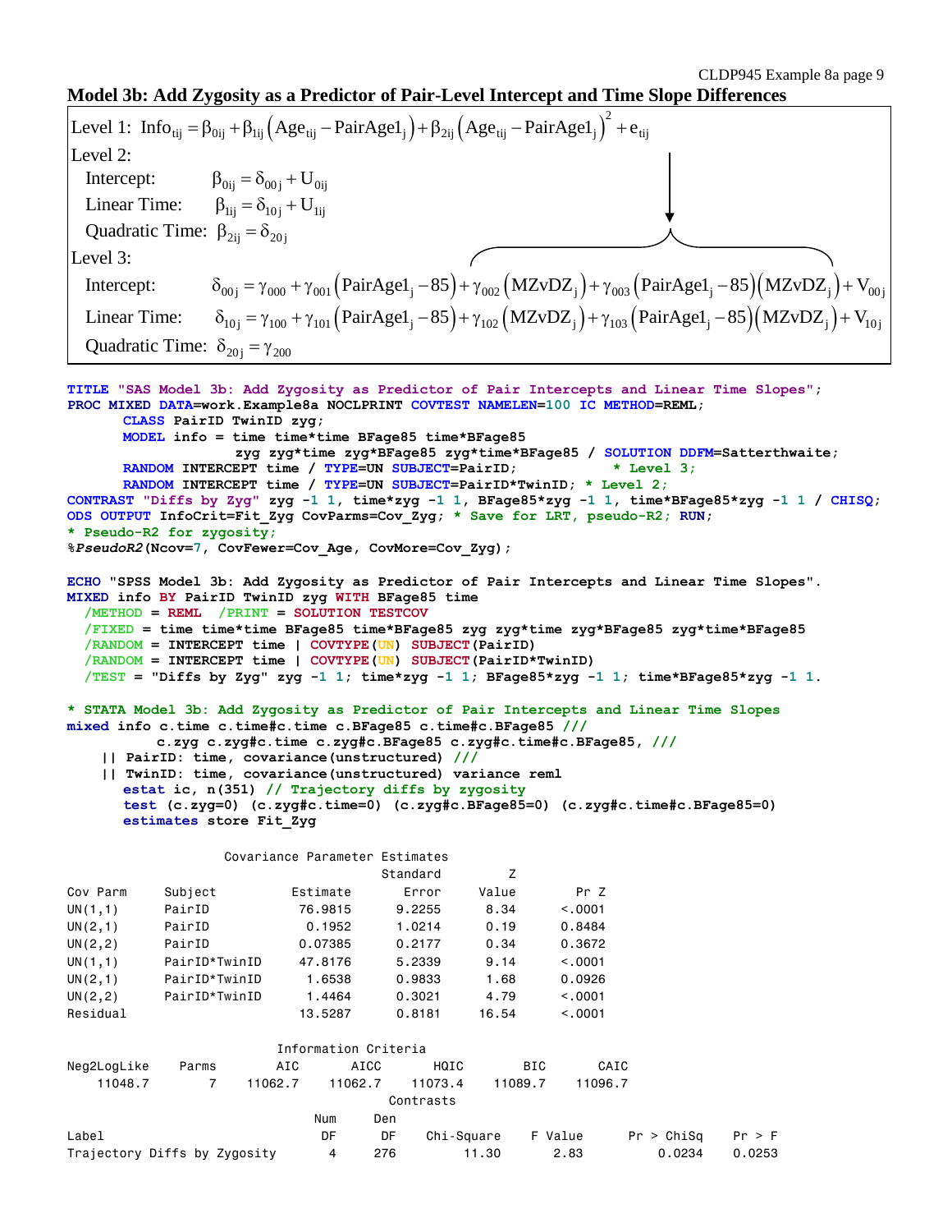## Model 3b: Add Zygosity as a Predictor of Pair-Level Intercept and Time Slope Differences

Level 1: $\text{Info}_{tij} = \beta_{0ij} + \beta_{1ij}\left(\text{Age}_{tij} - \text{PairAge1}_{j}\right) + \beta_{2ij}\left(\text{Age}_{tij} - \text{PairAge1}_{j}\right)^{2} + e_{tij}$

Level 2:

- Intercept: $\beta_{0ij} = \delta_{00j} + U_{0ij}$
- Linear Time: $\beta_{1ij} = \delta_{10j} + U_{1ij}$
- Quadratic Time: $\beta_{2ij} = \delta_{20j}$

Level 3:

- Intercept: $\delta_{00j} = \gamma_{000} + \gamma_{001}\left(\text{PairAge1}_{j} - 85\right) + \gamma_{002}\left(\text{MZvDZ}_{j}\right) + \gamma_{003}\left(\text{PairAge1}_{j} - 85\right)\left(\text{MZvDZ}_{j}\right) + V_{00j}$
- Linear Time: $\delta_{10j} = \gamma_{100} + \gamma_{101}\left(\text{PairAge1}_{j} - 85\right) + \gamma_{102}\left(\text{MZvDZ}_{j}\right) + \gamma_{103}\left(\text{PairAge1}_{j} - 85\right)\left(\text{MZvDZ}_{j}\right) + V_{10j}$
- Quadratic Time: $\delta_{20j} = \gamma_{200}$

```
TITLE "SAS Model 3b: Add Zygosity as Predictor of Pair Intercepts and Linear Time Slopes";
PROC MIXED DATA=work.Example8a NOCLPRINT COVTEST NAMELEN=100 IC METHOD=REML;
      CLASS PairID TwinID zyg;
      MODEL info = time time*time BFage85 time*BFage85
                   zyg zyg*time zyg*BFage85 zyg*time*BFage85 / SOLUTION DDFM=Satterthwaite;
      RANDOM INTERCEPT time / TYPE=UN SUBJECT=PairID;          * Level 3;
      RANDOM INTERCEPT time / TYPE=UN SUBJECT=PairID*TwinID; * Level 2;
CONTRAST "Diffs by Zyg" zyg -1 1, time*zyg -1 1, BFage85*zyg -1 1, time*BFage85*zyg -1 1 / CHISQ;
ODS OUTPUT InfoCrit=Fit_Zyg CovParms=Cov_Zyg; * Save for LRT, pseudo-R2; RUN;
* Pseudo-R2 for zygosity;
%PseudoR2(Ncov=7, CovFewer=Cov_Age, CovMore=Cov_Zyg);

ECHO "SPSS Model 3b: Add Zygosity as Predictor of Pair Intercepts and Linear Time Slopes".
MIXED info BY PairID TwinID zyg WITH BFage85 time
  /METHOD = REML  /PRINT = SOLUTION TESTCOV
  /FIXED = time time*time BFage85 time*BFage85 zyg zyg*time zyg*BFage85 zyg*time*BFage85
  /RANDOM = INTERCEPT time | COVTYPE(UN) SUBJECT(PairID)
  /RANDOM = INTERCEPT time | COVTYPE(UN) SUBJECT(PairID*TwinID)
  /TEST = "Diffs by Zyg" zyg -1 1; time*zyg -1 1; BFage85*zyg -1 1; time*BFage85*zyg -1 1.

* STATA Model 3b: Add Zygosity as Predictor of Pair Intercepts and Linear Time Slopes
mixed info c.time c.time#c.time c.BFage85 c.time#c.BFage85 ///
           c.zyg c.zyg#c.time c.zyg#c.BFage85 c.zyg#c.time#c.BFage85, ///
    || PairID: time, covariance(unstructured) ///
    || TwinID: time, covariance(unstructured) variance reml
       estat ic, n(351) // Trajectory diffs by zygosity
       test (c.zyg=0) (c.zyg#c.time=0) (c.zyg#c.BFage85=0) (c.zyg#c.time#c.BFage85=0)
       estimates store Fit_Zyg
```

Covariance Parameter Estimates

| Cov Parm | Subject | Estimate | Standard Error | Z Value | Pr Z |
|---|---|---|---|---|---|
| UN(1,1) | PairID | 76.9815 | 9.2255 | 8.34 | <.0001 |
| UN(2,1) | PairID | 0.1952 | 1.0214 | 0.19 | 0.8484 |
| UN(2,2) | PairID | 0.07385 | 0.2177 | 0.34 | 0.3672 |
| UN(1,1) | PairID*TwinID | 47.8176 | 5.2339 | 9.14 | <.0001 |
| UN(2,1) | PairID*TwinID | 1.6538 | 0.9833 | 1.68 | 0.0926 |
| UN(2,2) | PairID*TwinID | 1.4464 | 0.3021 | 4.79 | <.0001 |
| Residual | | 13.5287 | 0.8181 | 16.54 | <.0001 |

Information Criteria

| Neg2LogLike | Parms | AIC | AICC | HQIC | BIC | CAIC |
|---|---|---|---|---|---|---|
| 11048.7 | 7 | 11062.7 | 11062.7 | 11073.4 | 11089.7 | 11096.7 |

Contrasts

| Label | Num DF | Den DF | Chi-Square | F Value | Pr > ChiSq | Pr > F |
|---|---|---|---|---|---|---|
| Trajectory Diffs by Zygosity | 4 | 276 | 11.30 | 2.83 | 0.0234 | 0.0253 |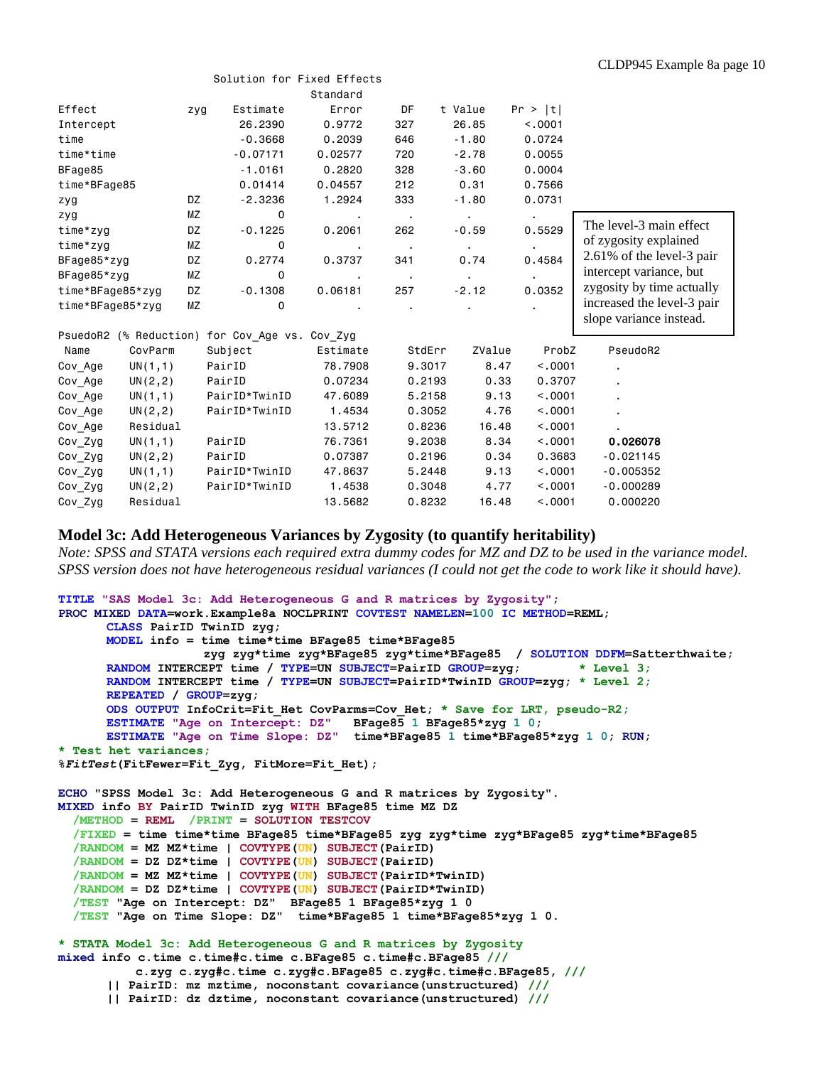Solution for Fixed Effects

| Effect | zyg | Estimate | Standard Error | DF | t Value | Pr > \|t\| |
|---|---|---|---|---|---|---|
| Intercept | | 26.2390 | 0.9772 | 327 | 26.85 | <.0001 |
| time | | -0.3668 | 0.2039 | 646 | -1.80 | 0.0724 |
| time*time | | -0.07171 | 0.02577 | 720 | -2.78 | 0.0055 |
| BFage85 | | -1.0161 | 0.2820 | 328 | -3.60 | 0.0004 |
| time*BFage85 | | 0.01414 | 0.04557 | 212 | 0.31 | 0.7566 |
| zyg | DZ | -2.3236 | 1.2924 | 333 | -1.80 | 0.0731 |
| zyg | MZ | 0 | . | . | . | . |
| time*zyg | DZ | -0.1225 | 0.2061 | 262 | -0.59 | 0.5529 |
| time*zyg | MZ | 0 | . | . | . | . |
| BFage85*zyg | DZ | 0.2774 | 0.3737 | 341 | 0.74 | 0.4584 |
| BFage85*zyg | MZ | 0 | . | . | . | . |
| time*BFage85*zyg | DZ | -0.1308 | 0.06181 | 257 | -2.12 | 0.0352 |
| time*BFage85*zyg | MZ | 0 | . | . | . | . |

The level-3 main effect of zygosity explained 2.61% of the level-3 pair intercept variance, but zygosity by time actually increased the level-3 pair slope variance instead.

PsuedoR2 (% Reduction) for Cov_Age vs. Cov_Zyg

| Name | CovParm | Subject | Estimate | StdErr | ZValue | ProbZ | PseudoR2 |
|---|---|---|---|---|---|---|---|
| Cov_Age | UN(1,1) | PairID | 78.7908 | 9.3017 | 8.47 | <.0001 | . |
| Cov_Age | UN(2,2) | PairID | 0.07234 | 0.2193 | 0.33 | 0.3707 | . |
| Cov_Age | UN(1,1) | PairID*TwinID | 47.6089 | 5.2158 | 9.13 | <.0001 | . |
| Cov_Age | UN(2,2) | PairID*TwinID | 1.4534 | 0.3052 | 4.76 | <.0001 | . |
| Cov_Age | Residual | | 13.5712 | 0.8236 | 16.48 | <.0001 | . |
| Cov_Zyg | UN(1,1) | PairID | 76.7361 | 9.2038 | 8.34 | <.0001 | **0.026078** |
| Cov_Zyg | UN(2,2) | PairID | 0.07387 | 0.2196 | 0.34 | 0.3683 | -0.021145 |
| Cov_Zyg | UN(1,1) | PairID*TwinID | 47.8637 | 5.2448 | 9.13 | <.0001 | -0.005352 |
| Cov_Zyg | UN(2,2) | PairID*TwinID | 1.4538 | 0.3048 | 4.77 | <.0001 | -0.000289 |
| Cov_Zyg | Residual | | 13.5682 | 0.8232 | 16.48 | <.0001 | 0.000220 |

## Model 3c: Add Heterogeneous Variances by Zygosity (to quantify heritability)

*Note: SPSS and STATA versions each required extra dummy codes for MZ and DZ to be used in the variance model. SPSS version does not have heterogeneous residual variances (I could not get the code to work like it should have).*

```
TITLE "SAS Model 3c: Add Heterogeneous G and R matrices by Zygosity";
PROC MIXED DATA=work.Example8a NOCLPRINT COVTEST NAMELEN=100 IC METHOD=REML;
      CLASS PairID TwinID zyg;
      MODEL info = time time*time BFage85 time*BFage85
                  zyg zyg*time zyg*BFage85 zyg*time*BFage85  / SOLUTION DDFM=Satterthwaite;
      RANDOM INTERCEPT time / TYPE=UN SUBJECT=PairID GROUP=zyg;        * Level 3;
      RANDOM INTERCEPT time / TYPE=UN SUBJECT=PairID*TwinID GROUP=zyg; * Level 2;
      REPEATED / GROUP=zyg;
      ODS OUTPUT InfoCrit=Fit_Het CovParms=Cov_Het; * Save for LRT, pseudo-R2;
      ESTIMATE "Age on Intercept: DZ"   BFage85 1 BFage85*zyg 1 0;
      ESTIMATE "Age on Time Slope: DZ"  time*BFage85 1 time*BFage85*zyg 1 0; RUN;
* Test het variances;
%FitTest(FitFewer=Fit_Zyg, FitMore=Fit_Het);

ECHO "SPSS Model 3c: Add Heterogeneous G and R matrices by Zygosity".
MIXED info BY PairID TwinID zyg WITH BFage85 time MZ DZ
  /METHOD = REML  /PRINT = SOLUTION TESTCOV
  /FIXED = time time*time BFage85 time*BFage85 zyg zyg*time zyg*BFage85 zyg*time*BFage85
  /RANDOM = MZ MZ*time | COVTYPE(UN) SUBJECT(PairID)
  /RANDOM = DZ DZ*time | COVTYPE(UN) SUBJECT(PairID)
  /RANDOM = MZ MZ*time | COVTYPE(UN) SUBJECT(PairID*TwinID)
  /RANDOM = DZ DZ*time | COVTYPE(UN) SUBJECT(PairID*TwinID)
  /TEST "Age on Intercept: DZ"  BFage85 1 BFage85*zyg 1 0
  /TEST "Age on Time Slope: DZ"  time*BFage85 1 time*BFage85*zyg 1 0.

* STATA Model 3c: Add Heterogeneous G and R matrices by Zygosity
mixed info c.time c.time#c.time c.BFage85 c.time#c.BFage85 ///
        c.zyg c.zyg#c.time c.zyg#c.BFage85 c.zyg#c.time#c.BFage85, ///
     || PairID: mz mztime, noconstant covariance(unstructured) ///
     || PairID: dz dztime, noconstant covariance(unstructured) ///
```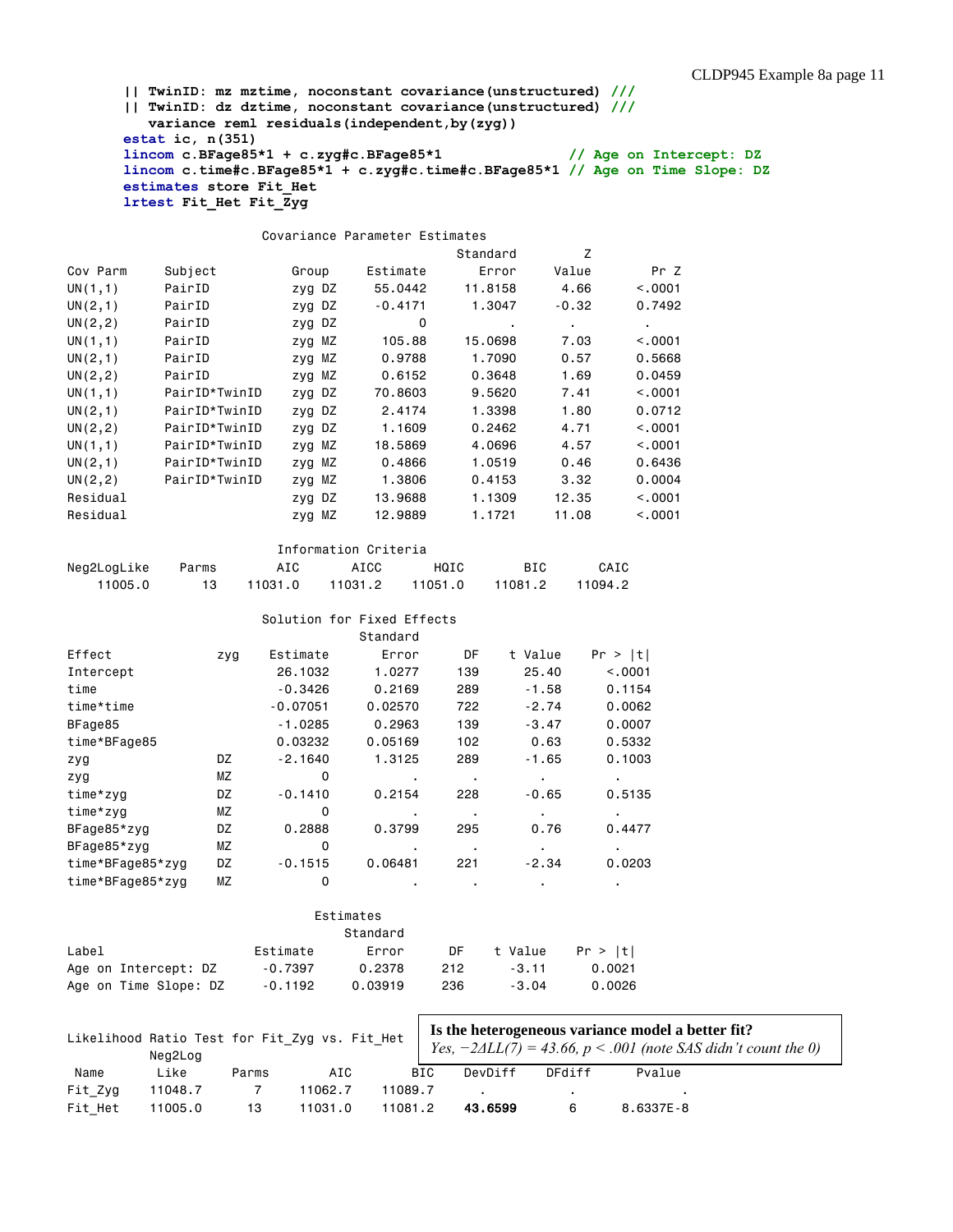```
|| TwinID: mz mztime, noconstant covariance(unstructured) ///
|| TwinID: dz dztime, noconstant covariance(unstructured) ///
   variance reml residuals(independent,by(zyg))
estat ic, n(351)
lincom c.BFage85*1 + c.zyg#c.BFage85*1                  // Age on Intercept: DZ
lincom c.time#c.BFage85*1 + c.zyg#c.time#c.BFage85*1 // Age on Time Slope: DZ
estimates store Fit_Het
lrtest Fit_Het Fit_Zyg
```

Covariance Parameter Estimates

| Cov Parm | Subject | Group | Estimate | Standard Error | Z Value | Pr Z |
|---|---|---|---|---|---|---|
| UN(1,1) | PairID | zyg DZ | 55.0442 | 11.8158 | 4.66 | <.0001 |
| UN(2,1) | PairID | zyg DZ | -0.4171 | 1.3047 | -0.32 | 0.7492 |
| UN(2,2) | PairID | zyg DZ | 0 | . | . | . |
| UN(1,1) | PairID | zyg MZ | 105.88 | 15.0698 | 7.03 | <.0001 |
| UN(2,1) | PairID | zyg MZ | 0.9788 | 1.7090 | 0.57 | 0.5668 |
| UN(2,2) | PairID | zyg MZ | 0.6152 | 0.3648 | 1.69 | 0.0459 |
| UN(1,1) | PairID*TwinID | zyg DZ | 70.8603 | 9.5620 | 7.41 | <.0001 |
| UN(2,1) | PairID*TwinID | zyg DZ | 2.4174 | 1.3398 | 1.80 | 0.0712 |
| UN(2,2) | PairID*TwinID | zyg DZ | 1.1609 | 0.2462 | 4.71 | <.0001 |
| UN(1,1) | PairID*TwinID | zyg MZ | 18.5869 | 4.0696 | 4.57 | <.0001 |
| UN(2,1) | PairID*TwinID | zyg MZ | 0.4866 | 1.0519 | 0.46 | 0.6436 |
| UN(2,2) | PairID*TwinID | zyg MZ | 1.3806 | 0.4153 | 3.32 | 0.0004 |
| Residual | | zyg DZ | 13.9688 | 1.1309 | 12.35 | <.0001 |
| Residual | | zyg MZ | 12.9889 | 1.1721 | 11.08 | <.0001 |

Information Criteria

| Neg2LogLike | Parms | AIC | AICC | HQIC | BIC | CAIC |
|---|---|---|---|---|---|---|
| 11005.0 | 13 | 11031.0 | 11031.2 | 11051.0 | 11081.2 | 11094.2 |

Solution for Fixed Effects

| Effect | zyg | Estimate | Standard Error | DF | t Value | Pr > \|t\| |
|---|---|---|---|---|---|---|
| Intercept | | 26.1032 | 1.0277 | 139 | 25.40 | <.0001 |
| time | | -0.3426 | 0.2169 | 289 | -1.58 | 0.1154 |
| time*time | | -0.07051 | 0.02570 | 722 | -2.74 | 0.0062 |
| BFage85 | | -1.0285 | 0.2963 | 139 | -3.47 | 0.0007 |
| time*BFage85 | | 0.03232 | 0.05169 | 102 | 0.63 | 0.5332 |
| zyg | DZ | -2.1640 | 1.3125 | 289 | -1.65 | 0.1003 |
| zyg | MZ | 0 | . | . | . | . |
| time*zyg | DZ | -0.1410 | 0.2154 | 228 | -0.65 | 0.5135 |
| time*zyg | MZ | 0 | . | . | . | . |
| BFage85*zyg | DZ | 0.2888 | 0.3799 | 295 | 0.76 | 0.4477 |
| BFage85*zyg | MZ | 0 | . | . | . | . |
| time*BFage85*zyg | DZ | -0.1515 | 0.06481 | 221 | -2.34 | 0.0203 |
| time*BFage85*zyg | MZ | 0 | . | . | . | . |

Estimates

| Label | Estimate | Standard Error | DF | t Value | Pr > \|t\| |
|---|---|---|---|---|---|
| Age on Intercept: DZ | -0.7397 | 0.2378 | 212 | -3.11 | 0.0021 |
| Age on Time Slope: DZ | -0.1192 | 0.03919 | 236 | -3.04 | 0.0026 |

Likelihood Ratio Test for Fit_Zyg vs. Fit_Het

| Name | Neg2Log Like | Parms | AIC | BIC | DevDiff | DFdiff | Pvalue |
|---|---|---|---|---|---|---|---|
| Fit_Zyg | 11048.7 | 7 | 11062.7 | 11089.7 | . | . | . |
| Fit_Het | 11005.0 | 13 | 11031.0 | 11081.2 | **43.6599** | 6 | 8.6337E-8 |

**Is the heterogeneous variance model a better fit?**
*Yes, $-2\Delta LL(7) = 43.66$, $p < .001$ (note SAS didn't count the 0)*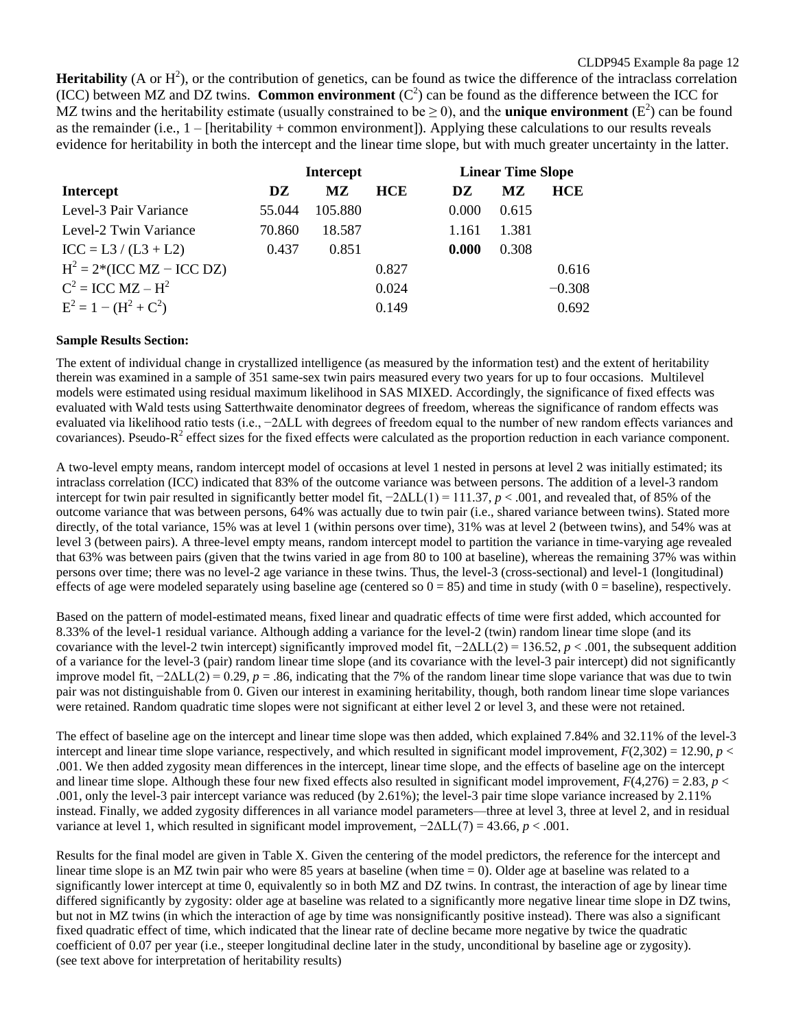**Heritability** (A or $H^2$), or the contribution of genetics, can be found as twice the difference of the intraclass correlation (ICC) between MZ and DZ twins. **Common environment** ($C^2$) can be found as the difference between the ICC for MZ twins and the heritability estimate (usually constrained to be $\geq 0$), and the **unique environment** ($E^2$) can be found as the remainder (i.e., 1 – [heritability + common environment]). Applying these calculations to our results reveals evidence for heritability in both the intercept and the linear time slope, but with much greater uncertainty in the latter.

| | Intercept | | | Linear Time Slope | | |
|---|---|---|---|---|---|---|
| **Intercept** | **DZ** | **MZ** | **HCE** | **DZ** | **MZ** | **HCE** |
| Level-3 Pair Variance | 55.044 | 105.880 | | 0.000 | 0.615 | |
| Level-2 Twin Variance | 70.860 | 18.587 | | 1.161 | 1.381 | |
| ICC = L3 / (L3 + L2) | 0.437 | 0.851 | | **0.000** | 0.308 | |
| $H^2$ = 2*(ICC MZ − ICC DZ) | | | 0.827 | | | 0.616 |
| $C^2$ = ICC MZ – $H^2$ | | | 0.024 | | | −0.308 |
| $E^2 = 1 - (H^2 + C^2)$ | | | 0.149 | | | 0.692 |

**Sample Results Section:**

The extent of individual change in crystallized intelligence (as measured by the information test) and the extent of heritability therein was examined in a sample of 351 same-sex twin pairs measured every two years for up to four occasions. Multilevel models were estimated using residual maximum likelihood in SAS MIXED. Accordingly, the significance of fixed effects was evaluated with Wald tests using Satterthwaite denominator degrees of freedom, whereas the significance of random effects was evaluated via likelihood ratio tests (i.e., −2ΔLL with degrees of freedom equal to the number of new random effects variances and covariances). Pseudo-$R^2$ effect sizes for the fixed effects were calculated as the proportion reduction in each variance component.

A two-level empty means, random intercept model of occasions at level 1 nested in persons at level 2 was initially estimated; its intraclass correlation (ICC) indicated that 83% of the outcome variance was between persons. The addition of a level-3 random intercept for twin pair resulted in significantly better model fit, $-2\Delta LL(1) = 111.37$, $p < .001$, and revealed that, of 85% of the outcome variance that was between persons, 64% was actually due to twin pair (i.e., shared variance between twins). Stated more directly, of the total variance, 15% was at level 1 (within persons over time), 31% was at level 2 (between twins), and 54% was at level 3 (between pairs). A three-level empty means, random intercept model to partition the variance in time-varying age revealed that 63% was between pairs (given that the twins varied in age from 80 to 100 at baseline), whereas the remaining 37% was within persons over time; there was no level-2 age variance in these twins. Thus, the level-3 (cross-sectional) and level-1 (longitudinal) effects of age were modeled separately using baseline age (centered so 0 = 85) and time in study (with 0 = baseline), respectively.

Based on the pattern of model-estimated means, fixed linear and quadratic effects of time were first added, which accounted for 8.33% of the level-1 residual variance. Although adding a variance for the level-2 (twin) random linear time slope (and its covariance with the level-2 twin intercept) significantly improved model fit, $-2\Delta LL(2) = 136.52$, $p < .001$, the subsequent addition of a variance for the level-3 (pair) random linear time slope (and its covariance with the level-3 pair intercept) did not significantly improve model fit, $-2\Delta LL(2) = 0.29$, $p = .86$, indicating that the 7% of the random linear time slope variance that was due to twin pair was not distinguishable from 0. Given our interest in examining heritability, though, both random linear time slope variances were retained. Random quadratic time slopes were not significant at either level 2 or level 3, and these were not retained.

The effect of baseline age on the intercept and linear time slope was then added, which explained 7.84% and 32.11% of the level-3 intercept and linear time slope variance, respectively, and which resulted in significant model improvement, $F(2,302) = 12.90$, $p < .001$. We then added zygosity mean differences in the intercept, linear time slope, and the effects of baseline age on the intercept and linear time slope. Although these four new fixed effects also resulted in significant model improvement, $F(4,276) = 2.83$, $p < .001$, only the level-3 pair intercept variance was reduced (by 2.61%); the level-3 pair time slope variance increased by 2.11% instead. Finally, we added zygosity differences in all variance model parameters—three at level 3, three at level 2, and in residual variance at level 1, which resulted in significant model improvement, $-2\Delta LL(7) = 43.66$, $p < .001$.

Results for the final model are given in Table X. Given the centering of the model predictors, the reference for the intercept and linear time slope is an MZ twin pair who were 85 years at baseline (when time = 0). Older age at baseline was related to a significantly lower intercept at time 0, equivalently so in both MZ and DZ twins. In contrast, the interaction of age by linear time differed significantly by zygosity: older age at baseline was related to a significantly more negative linear time slope in DZ twins, but not in MZ twins (in which the interaction of age by time was nonsignificantly positive instead). There was also a significant fixed quadratic effect of time, which indicated that the linear rate of decline became more negative by twice the quadratic coefficient of 0.07 per year (i.e., steeper longitudinal decline later in the study, unconditional by baseline age or zygosity).
(see text above for interpretation of heritability results)